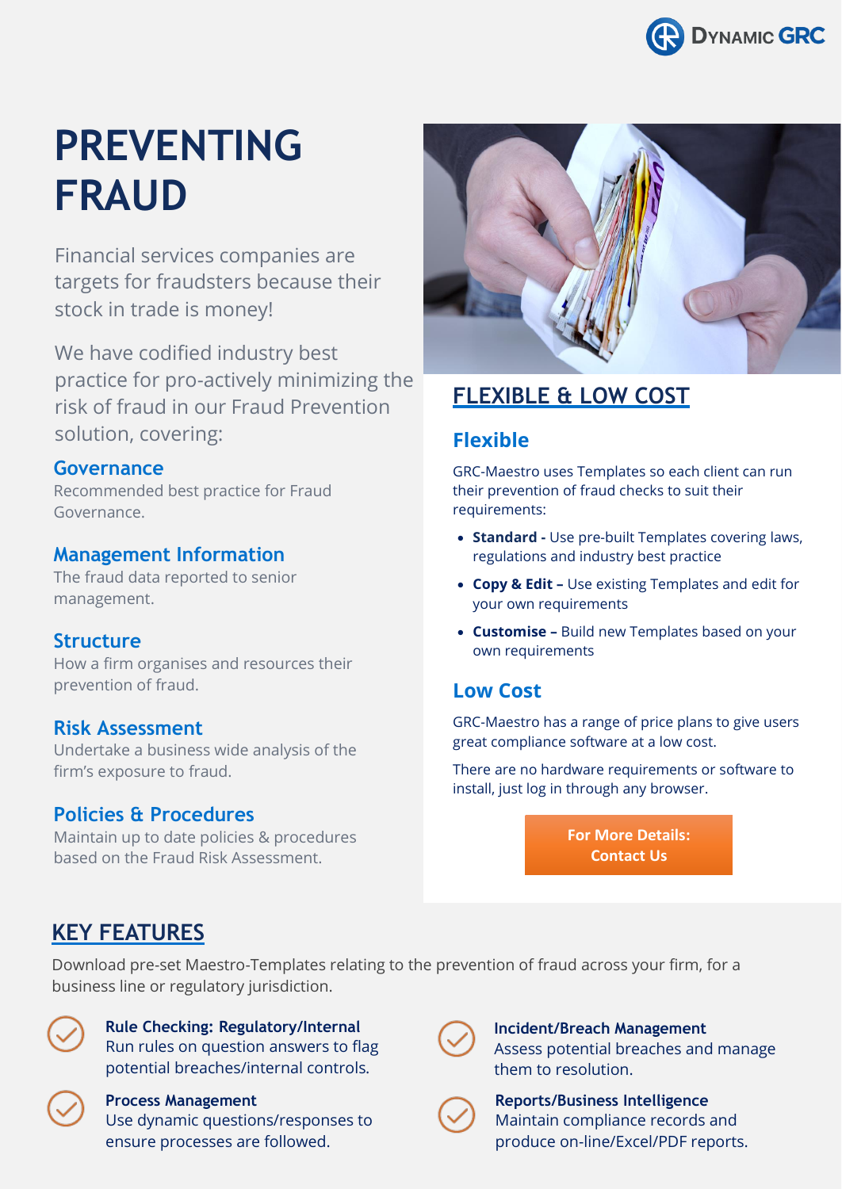# PREVENTING FRAUD

Financial services companies are targets for fraudsters because their stock in trade is money!

We have codified industry best practice for pro-actively minimizing the risk of fraud in our Fraud Prevention solution, covering:

### Governance

Recommended best practice for Fraud Governance.

### Management Information

The fraud data reported to senior management.

### Structure

How a firm organises and resources their prevention of fraud.

### Risk Assessment

Undertake a business wide analysis of the firm's exposure to fraud.

### Policies & Procedures

Maintain up to date policies & procedures based on the Fraud Risk Assessment.

## FLEXIBLE & LOW COST

### Flexible

GRC-Maestro uses Templates so each client can run their prevention of fraud checks to suit their requirements:

- **Standard -** Use pre-built Templates covering laws, regulations and industry best practice
- **Copy & Edit –** Use existing Templates and edit for your own requirements
- **Customise –** Build new Templates based on your own requirements

### Low Cost

GRC-Maestro has a range of price plans to give users great compliance software at a low cost.

There are no hardware requirements or software to install, just log in through any browser.

**For More Details: Contact Us**

## KEY FEATURES

Download pre-set Maestro-Templates relating to the prevention of fraud across your firm, for a business line or regulatory jurisdiction.

- **Rule Checking: Regulatory/Internal**
  Run rules on question answers to flag potential breaches/internal controls.
- **Process Management**
  Use dynamic questions/responses to ensure processes are followed.
- **Incident/Breach Management**
  Assess potential breaches and manage them to resolution.
- **Reports/Business Intelligence**
  Maintain compliance records and produce on-line/Excel/PDF reports.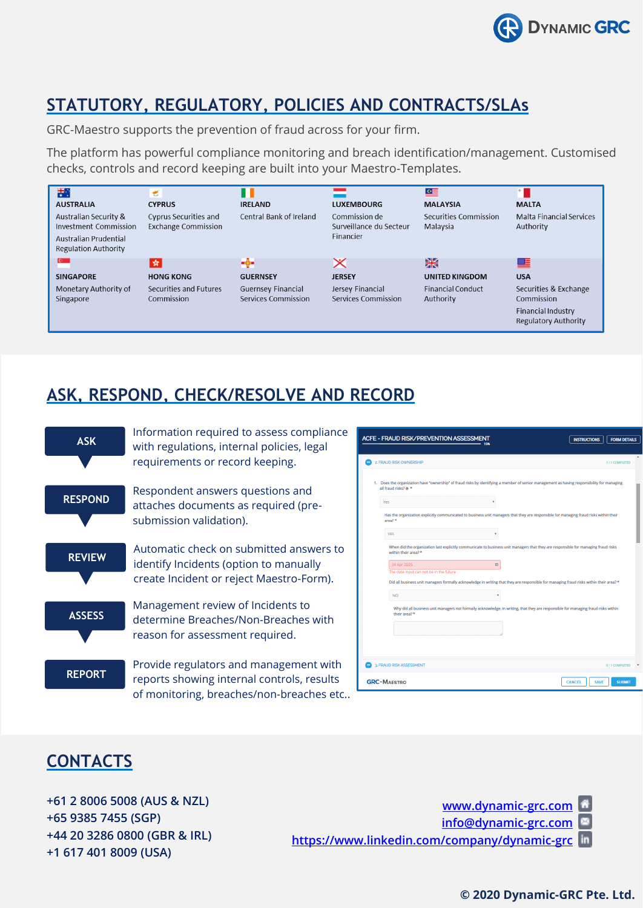## STATUTORY, REGULATORY, POLICIES AND CONTRACTS/SLAs

GRC-Maestro supports the prevention of fraud across for your firm.

The platform has powerful compliance monitoring and breach identification/management. Customised checks, controls and record keeping are built into your Maestro-Templates.

| | | | | | |
|---|---|---|---|---|---|
| **AUSTRALIA**<br>Australian Security & Investment Commission<br>Australian Prudential Regulation Authority | **CYPRUS**<br>Cyprus Securities and Exchange Commission | **IRELAND**<br>Central Bank of Ireland | **LUXEMBOURG**<br>Commission de Surveillance du Secteur Financier | **MALAYSIA**<br>Securities Commission Malaysia | **MALTA**<br>Malta Financial Services Authority |
| **SINGAPORE**<br>Monetary Authority of Singapore | **HONG KONG**<br>Securities and Futures Commission | **GUERNSEY**<br>Guernsey Financial Services Commission | **JERSEY**<br>Jersey Financial Services Commission | **UNITED KINGDOM**<br>Financial Conduct Authority | **USA**<br>Securities & Exchange Commission<br>Financial Industry Regulatory Authority |

## ASK, RESPOND, CHECK/RESOLVE AND RECORD

**ASK** — Information required to assess compliance with regulations, internal policies, legal requirements or record keeping.

**RESPOND** — Respondent answers questions and attaches documents as required (pre-submission validation).

**REVIEW** — Automatic check on submitted answers to identify Incidents (option to manually create Incident or reject Maestro-Form).

**ASSESS** — Management review of Incidents to determine Breaches/Non-Breaches with reason for assessment required.

**REPORT** — Provide regulators and management with reports showing internal controls, results of monitoring, breaches/non-breaches etc..

## CONTACTS

+61 2 8006 5008 (AUS & NZL)
+65 9385 7455 (SGP)
+44 20 3286 0800 (GBR & IRL)
+1 617 401 8009 (USA)

www.dynamic-grc.com
info@dynamic-grc.com
https://www.linkedin.com/company/dynamic-grc

© 2020 Dynamic-GRC Pte. Ltd.